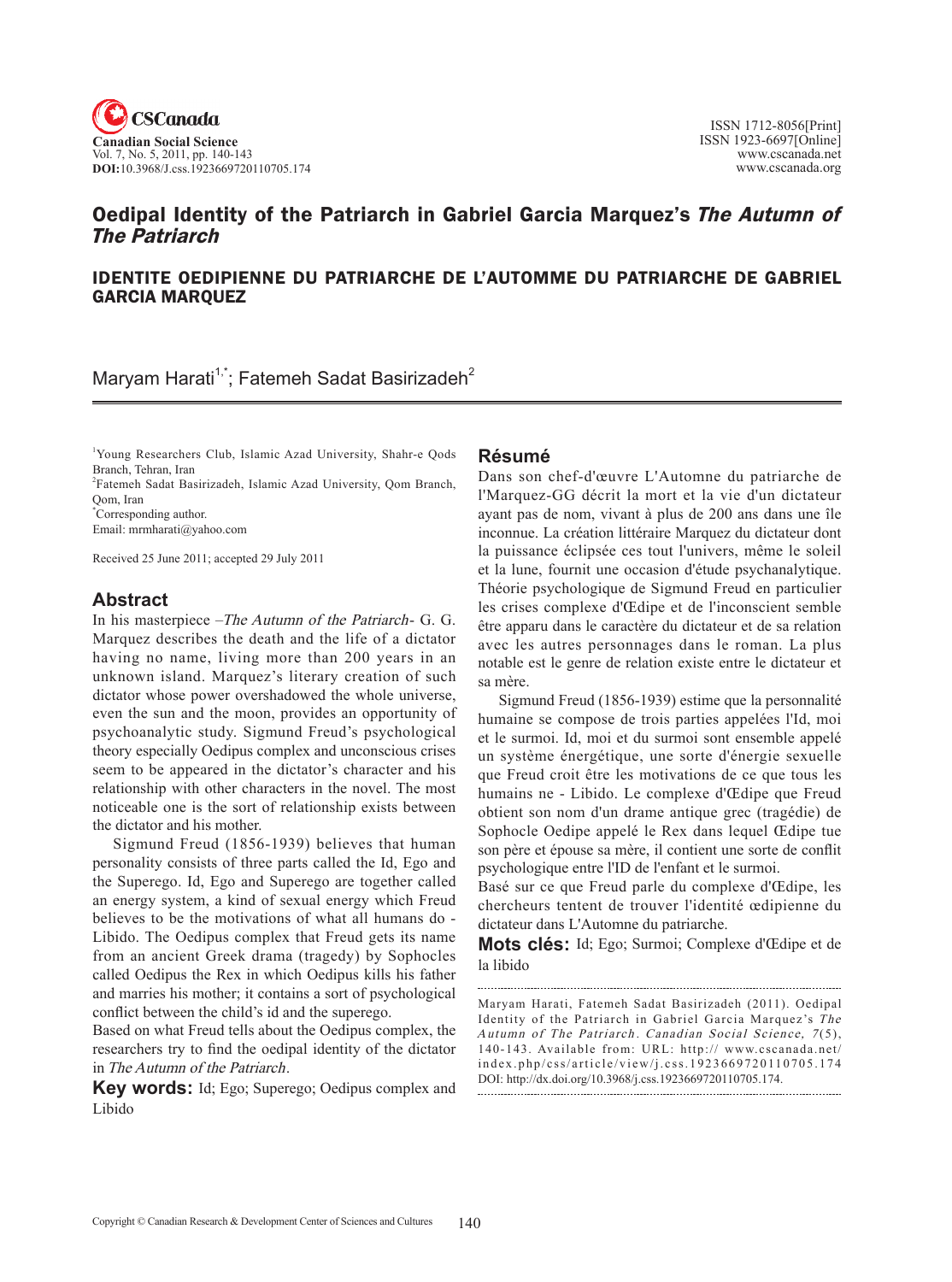# Oedipal Identity of the Patriarch in Gabriel Garcia Marquez's *The Autumn of The Patriarch*

## IDENTITE OEDIPIENNE DU PATRIARCHE DE L'AUTOMME DU PATRIARCHE DE GABRIEL GARCIA MARQUEZ

Maryam Harati[1,*]; Fatemeh Sadat Basirizadeh[2]

[1]Young Researchers Club, Islamic Azad University, Shahr-e Qods Branch, Tehran, Iran
[2]Fatemeh Sadat Basirizadeh, Islamic Azad University, Qom Branch, Qom, Iran
[*]Corresponding author.
Email: mrmharati@yahoo.com

Received 25 June 2011; accepted 29 July 2011

## Abstract

In his masterpiece –*The Autumn of the Patriarch*- G. G. Marquez describes the death and the life of a dictator having no name, living more than 200 years in an unknown island. Marquez's literary creation of such dictator whose power overshadowed the whole universe, even the sun and the moon, provides an opportunity of psychoanalytic study. Sigmund Freud's psychological theory especially Oedipus complex and unconscious crises seem to be appeared in the dictator's character and his relationship with other characters in the novel. The most noticeable one is the sort of relationship exists between the dictator and his mother.

Sigmund Freud (1856-1939) believes that human personality consists of three parts called the Id, Ego and the Superego. Id, Ego and Superego are together called an energy system, a kind of sexual energy which Freud believes to be the motivations of what all humans do - Libido. The Oedipus complex that Freud gets its name from an ancient Greek drama (tragedy) by Sophocles called Oedipus the Rex in which Oedipus kills his father and marries his mother; it contains a sort of psychological conflict between the child's id and the superego.

Based on what Freud tells about the Oedipus complex, the researchers try to find the oedipal identity of the dictator in *The Autumn of the Patriarch*.

**Key words:** Id; Ego; Superego; Oedipus complex and Libido

## Résumé

Dans son chef-d'œuvre L'Automne du patriarche de l'Marquez-GG décrit la mort et la vie d'un dictateur ayant pas de nom, vivant à plus de 200 ans dans une île inconnue. La création littéraire Marquez du dictateur dont la puissance éclipsée ces tout l'univers, même le soleil et la lune, fournit une occasion d'étude psychanalytique. Théorie psychologique de Sigmund Freud en particulier les crises complexe d'Œdipe et de l'inconscient semble être apparu dans le caractère du dictateur et de sa relation avec les autres personnages dans le roman. La plus notable est le genre de relation existe entre le dictateur et sa mère.

Sigmund Freud (1856-1939) estime que la personnalité humaine se compose de trois parties appelées l'Id, moi et le surmoi. Id, moi et du surmoi sont ensemble appelé un système énergétique, une sorte d'énergie sexuelle que Freud croit être les motivations de ce que tous les humains ne - Libido. Le complexe d'Œdipe que Freud obtient son nom d'un drame antique grec (tragédie) de Sophocle Oedipe appelé le Rex dans lequel Œdipe tue son père et épouse sa mère, il contient une sorte de conflit psychologique entre l'ID de l'enfant et le surmoi.

Basé sur ce que Freud parle du complexe d'Œdipe, les chercheurs tentent de trouver l'identité œdipienne du dictateur dans L'Automne du patriarche.

**Mots clés:** Id; Ego; Surmoi; Complexe d'Œdipe et de la libido

Maryam Harati, Fatemeh Sadat Basirizadeh (2011). Oedipal Identity of the Patriarch in Gabriel Garcia Marquez's *The Autumn of The Patriarch*. *Canadian Social Science, 7*(5), 140-143. Available from: URL: http:// www.cscanada.net/index.php/css/article/view/j.css.1923669720110705.174 DOI: http://dx.doi.org/10.3968/j.css.1923669720110705.174.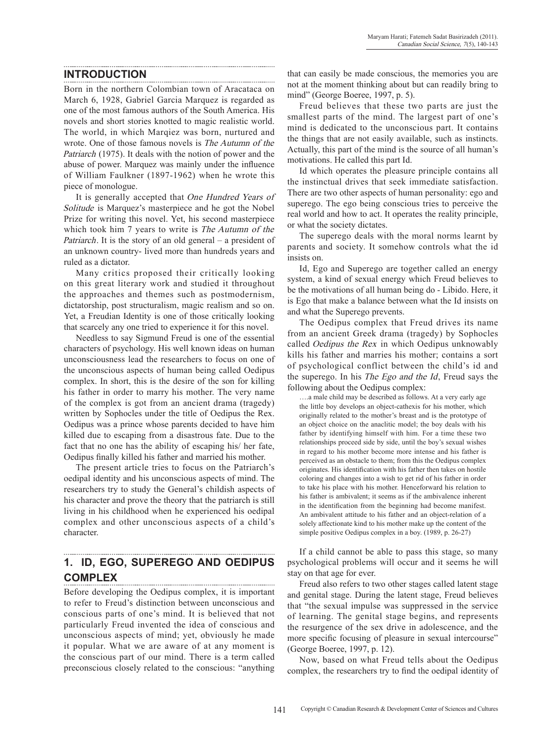## INTRODUCTION

Born in the northern Colombian town of Aracataca on March 6, 1928, Gabriel Garcia Marquez is regarded as one of the most famous authors of the South America. His novels and short stories knotted to magic realistic world. The world, in which Marqiez was born, nurtured and wrote. One of those famous novels is *The Autumn of the Patriarch* (1975). It deals with the notion of power and the abuse of power. Marquez was mainly under the influence of William Faulkner (1897-1962) when he wrote this piece of monologue.

It is generally accepted that *One Hundred Years of Solitude* is Marquez's masterpiece and he got the Nobel Prize for writing this novel. Yet, his second masterpiece which took him 7 years to write is *The Autumn of the Patriarch*. It is the story of an old general – a president of an unknown country- lived more than hundreds years and ruled as a dictator.

Many critics proposed their critically looking on this great literary work and studied it throughout the approaches and themes such as postmodernism, dictatorship, post structuralism, magic realism and so on. Yet, a Freudian Identity is one of those critically looking that scarcely any one tried to experience it for this novel.

Needless to say Sigmund Freud is one of the essential characters of psychology. His well known ideas on human unconsciousness lead the researchers to focus on one of the unconscious aspects of human being called Oedipus complex. In short, this is the desire of the son for killing his father in order to marry his mother. The very name of the complex is got from an ancient drama (tragedy) written by Sophocles under the title of Oedipus the Rex. Oedipus was a prince whose parents decided to have him killed due to escaping from a disastrous fate. Due to the fact that no one has the ability of escaping his/ her fate, Oedipus finally killed his father and married his mother.

The present article tries to focus on the Patriarch's oedipal identity and his unconscious aspects of mind. The researchers try to study the General's childish aspects of his character and prove the theory that the patriarch is still living in his childhood when he experienced his oedipal complex and other unconscious aspects of a child's character.

## 1. ID, EGO, SUPEREGO AND OEDIPUS COMPLEX

Before developing the Oedipus complex, it is important to refer to Freud's distinction between unconscious and conscious parts of one's mind. It is believed that not particularly Freud invented the idea of conscious and unconscious aspects of mind; yet, obviously he made it popular. What we are aware of at any moment is the conscious part of our mind. There is a term called preconscious closely related to the conscious: "anything that can easily be made conscious, the memories you are not at the moment thinking about but can readily bring to mind" (George Boeree, 1997, p. 5).

Freud believes that these two parts are just the smallest parts of the mind. The largest part of one's mind is dedicated to the unconscious part. It contains the things that are not easily available, such as instincts. Actually, this part of the mind is the source of all human's motivations. He called this part Id.

Id which operates the pleasure principle contains all the instinctual drives that seek immediate satisfaction. There are two other aspects of human personality: ego and superego. The ego being conscious tries to perceive the real world and how to act. It operates the reality principle, or what the society dictates.

The superego deals with the moral norms learnt by parents and society. It somehow controls what the id insists on.

Id, Ego and Superego are together called an energy system, a kind of sexual energy which Freud believes to be the motivations of all human being do - Libido. Here, it is Ego that make a balance between what the Id insists on and what the Superego prevents.

The Oedipus complex that Freud drives its name from an ancient Greek drama (tragedy) by Sophocles called *Oedipus the Rex* in which Oedipus unknowably kills his father and marries his mother; contains a sort of psychological conflict between the child's id and the superego. In his *The Ego and the Id*, Freud says the following about the Oedipus complex:

> ….a male child may be described as follows. At a very early age the little boy develops an object-cathexis for his mother, which originally related to the mother's breast and is the prototype of an object choice on the anaclitic model; the boy deals with his father by identifying himself with him. For a time these two relationships proceed side by side, until the boy's sexual wishes in regard to his mother become more intense and his father is perceived as an obstacle to them; from this the Oedipus complex originates. His identification with his father then takes on hostile coloring and changes into a wish to get rid of his father in order to take his place with his mother. Henceforward his relation to his father is ambivalent; it seems as if the ambivalence inherent in the identification from the beginning had become manifest. An ambivalent attitude to his father and an object-relation of a solely affectionate kind to his mother make up the content of the simple positive Oedipus complex in a boy. (1989, p. 26-27)

If a child cannot be able to pass this stage, so many psychological problems will occur and it seems he will stay on that age for ever.

Freud also refers to two other stages called latent stage and genital stage. During the latent stage, Freud believes that "the sexual impulse was suppressed in the service of learning. The genital stage begins, and represents the resurgence of the sex drive in adolescence, and the more specific focusing of pleasure in sexual intercourse" (George Boeree, 1997, p. 12).

Now, based on what Freud tells about the Oedipus complex, the researchers try to find the oedipal identity of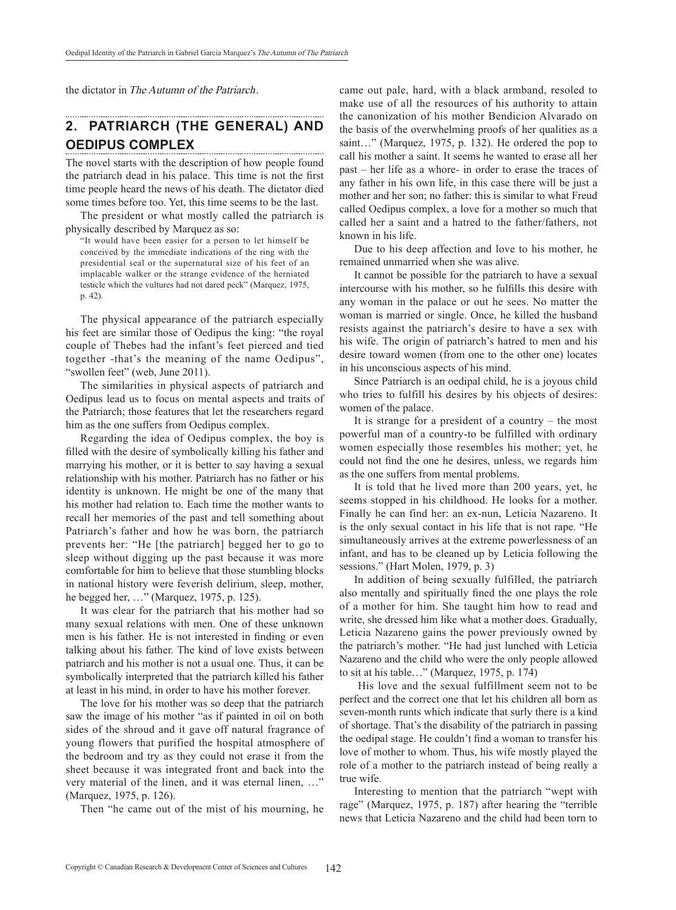the dictator in *The Autumn of the Patriarch*.

## 2. PATRIARCH (THE GENERAL) AND OEDIPUS COMPLEX

The novel starts with the description of how people found the patriarch dead in his palace. This time is not the first time people heard the news of his death. The dictator died some times before too. Yet, this time seems to be the last.

The president or what mostly called the patriarch is physically described by Marquez as so:

> "It would have been easier for a person to let himself be conceived by the immediate indications of the ring with the presidential seal or the supernatural size of his feet of an implacable walker or the strange evidence of the herniated testicle which the vultures had not dared peck" (Marquez, 1975, p. 42).

The physical appearance of the patriarch especially his feet are similar those of Oedipus the king: "the royal couple of Thebes had the infant's feet pierced and tied together -that's the meaning of the name Oedipus", "swollen feet" (web, June 2011).

The similarities in physical aspects of patriarch and Oedipus lead us to focus on mental aspects and traits of the Patriarch; those features that let the researchers regard him as the one suffers from Oedipus complex.

Regarding the idea of Oedipus complex, the boy is filled with the desire of symbolically killing his father and marrying his mother, or it is better to say having a sexual relationship with his mother. Patriarch has no father or his identity is unknown. He might be one of the many that his mother had relation to. Each time the mother wants to recall her memories of the past and tell something about Patriarch's father and how he was born, the patriarch prevents her: "He [the patriarch] begged her to go to sleep without digging up the past because it was more comfortable for him to believe that those stumbling blocks in national history were feverish delirium, sleep, mother, he begged her, …" (Marquez, 1975, p. 125).

It was clear for the patriarch that his mother had so many sexual relations with men. One of these unknown men is his father. He is not interested in finding or even talking about his father. The kind of love exists between patriarch and his mother is not a usual one. Thus, it can be symbolically interpreted that the patriarch killed his father at least in his mind, in order to have his mother forever.

The love for his mother was so deep that the patriarch saw the image of his mother "as if painted in oil on both sides of the shroud and it gave off natural fragrance of young flowers that purified the hospital atmosphere of the bedroom and try as they could not erase it from the sheet because it was integrated front and back into the very material of the linen, and it was eternal linen, …" (Marquez, 1975, p. 126).

Then "he came out of the mist of his mourning, he came out pale, hard, with a black armband, resoled to make use of all the resources of his authority to attain the canonization of his mother Bendicion Alvarado on the basis of the overwhelming proofs of her qualities as a saint…" (Marquez, 1975, p. 132). He ordered the pop to call his mother a saint. It seems he wanted to erase all her past – her life as a whore- in order to erase the traces of any father in his own life, in this case there will be just a mother and her son; no father: this is similar to what Freud called Oedipus complex, a love for a mother so much that called her a saint and a hatred to the father/fathers, not known in his life.

Due to his deep affection and love to his mother, he remained unmarried when she was alive.

It cannot be possible for the patriarch to have a sexual intercourse with his mother, so he fulfills this desire with any woman in the palace or out he sees. No matter the woman is married or single. Once, he killed the husband resists against the patriarch's desire to have a sex with his wife. The origin of patriarch's hatred to men and his desire toward women (from one to the other one) locates in his unconscious aspects of his mind.

Since Patriarch is an oedipal child, he is a joyous child who tries to fulfill his desires by his objects of desires: women of the palace.

It is strange for a president of a country – the most powerful man of a country-to be fulfilled with ordinary women especially those resembles his mother; yet, he could not find the one he desires, unless, we regards him as the one suffers from mental problems.

It is told that he lived more than 200 years, yet, he seems stopped in his childhood. He looks for a mother. Finally he can find her: an ex-nun, Leticia Nazareno. It is the only sexual contact in his life that is not rape. "He simultaneously arrives at the extreme powerlessness of an infant, and has to be cleaned up by Leticia following the sessions." (Hart Molen, 1979, p. 3)

In addition of being sexually fulfilled, the patriarch also mentally and spiritually fined the one plays the role of a mother for him. She taught him how to read and write, she dressed him like what a mother does. Gradually, Leticia Nazareno gains the power previously owned by the patriarch's mother. "He had just lunched with Leticia Nazareno and the child who were the only people allowed to sit at his table…" (Marquez, 1975, p. 174)

His love and the sexual fulfillment seem not to be perfect and the correct one that let his children all born as seven-month runts which indicate that surly there is a kind of shortage. That's the disability of the patriarch in passing the oedipal stage. He couldn't find a woman to transfer his love of mother to whom. Thus, his wife mostly played the role of a mother to the patriarch instead of being really a true wife.

Interesting to mention that the patriarch "wept with rage" (Marquez, 1975, p. 187) after hearing the "terrible news that Leticia Nazareno and the child had been torn to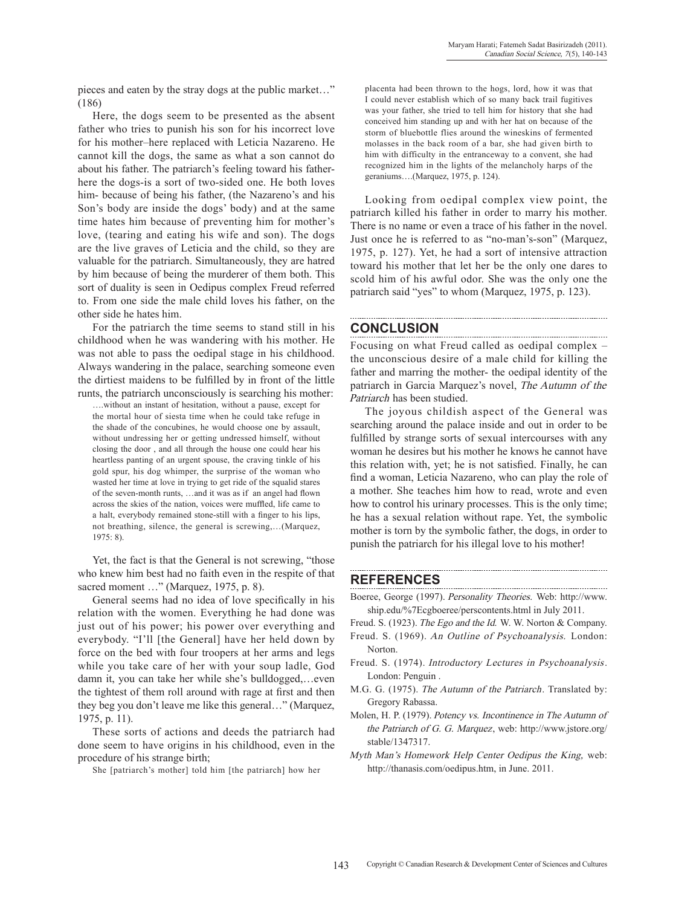pieces and eaten by the stray dogs at the public market…" (186)

Here, the dogs seem to be presented as the absent father who tries to punish his son for his incorrect love for his mother–here replaced with Leticia Nazareno. He cannot kill the dogs, the same as what a son cannot do about his father. The patriarch's feeling toward his father-here the dogs-is a sort of two-sided one. He both loves him- because of being his father, (the Nazareno's and his Son's body are inside the dogs' body) and at the same time hates him because of preventing him for mother's love, (tearing and eating his wife and son). The dogs are the live graves of Leticia and the child, so they are valuable for the patriarch. Simultaneously, they are hatred by him because of being the murderer of them both. This sort of duality is seen in Oedipus complex Freud referred to. From one side the male child loves his father, on the other side he hates him.

For the patriarch the time seems to stand still in his childhood when he was wandering with his mother. He was not able to pass the oedipal stage in his childhood. Always wandering in the palace, searching someone even the dirtiest maidens to be fulfilled by in front of the little runts, the patriarch unconsciously is searching his mother:

> ….without an instant of hesitation, without a pause, except for the mortal hour of siesta time when he could take refuge in the shade of the concubines, he would choose one by assault, without undressing her or getting undressed himself, without closing the door , and all through the house one could hear his heartless panting of an urgent spouse, the craving tinkle of his gold spur, his dog whimper, the surprise of the woman who wasted her time at love in trying to get ride of the squalid stares of the seven-month runts, …and it was as if an angel had flown across the skies of the nation, voices were muffled, life came to a halt, everybody remained stone-still with a finger to his lips, not breathing, silence, the general is screwing,…(Marquez, 1975: 8).

Yet, the fact is that the General is not screwing, "those who knew him best had no faith even in the respite of that sacred moment …" (Marquez, 1975, p. 8).

General seems had no idea of love specifically in his relation with the women. Everything he had done was just out of his power; his power over everything and everybody. "I'll [the General] have her held down by force on the bed with four troopers at her arms and legs while you take care of her with your soup ladle, God damn it, you can take her while she's bulldogged,…even the tightest of them roll around with rage at first and then they beg you don't leave me like this general…" (Marquez, 1975, p. 11).

These sorts of actions and deeds the patriarch had done seem to have origins in his childhood, even in the procedure of his strange birth;

> She [patriarch's mother] told him [the patriarch] how her placenta had been thrown to the hogs, lord, how it was that I could never establish which of so many back trail fugitives was your father, she tried to tell him for history that she had conceived him standing up and with her hat on because of the storm of bluebottle flies around the wineskins of fermented molasses in the back room of a bar, she had given birth to him with difficulty in the entranceway to a convent, she had recognized him in the lights of the melancholy harps of the geraniums….(Marquez, 1975, p. 124).

Looking from oedipal complex view point, the patriarch killed his father in order to marry his mother. There is no name or even a trace of his father in the novel. Just once he is referred to as "no-man's-son" (Marquez, 1975, p. 127). Yet, he had a sort of intensive attraction toward his mother that let her be the only one dares to scold him of his awful odor. She was the only one the patriarch said "yes" to whom (Marquez, 1975, p. 123).

## CONCLUSION

Focusing on what Freud called as oedipal complex – the unconscious desire of a male child for killing the father and marring the mother- the oedipal identity of the patriarch in Garcia Marquez's novel, *The Autumn of the Patriarch* has been studied.

The joyous childish aspect of the General was searching around the palace inside and out in order to be fulfilled by strange sorts of sexual intercourses with any woman he desires but his mother he knows he cannot have this relation with, yet; he is not satisfied. Finally, he can find a woman, Leticia Nazareno, who can play the role of a mother. She teaches him how to read, wrote and even how to control his urinary processes. This is the only time; he has a sexual relation without rape. Yet, the symbolic mother is torn by the symbolic father, the dogs, in order to punish the patriarch for his illegal love to his mother!

## REFERENCES

Boeree, George (1997). *Personality Theories.* Web: http://www.ship.edu/%7Ecgboeree/perscontents.html in July 2011.

Freud. S. (1923). *The Ego and the Id.* W. W. Norton & Company.

Freud. S. (1969). *An Outline of Psychoanalysis.* London: Norton.

Freud. S. (1974). *Introductory Lectures in Psychoanalysis*. London: Penguin .

M.G. G. (1975). *The Autumn of the Patriarch*. Translated by: Gregory Rabassa.

Molen, H. P. (1979). *Potency vs. Incontinence in The Autumn of the Patriarch of G. G. Marquez*, web: http://www.jstore.org/stable/1347317.

*Myth Man's Homework Help Center Oedipus the King,* web: http://thanasis.com/oedipus.htm, in June. 2011.